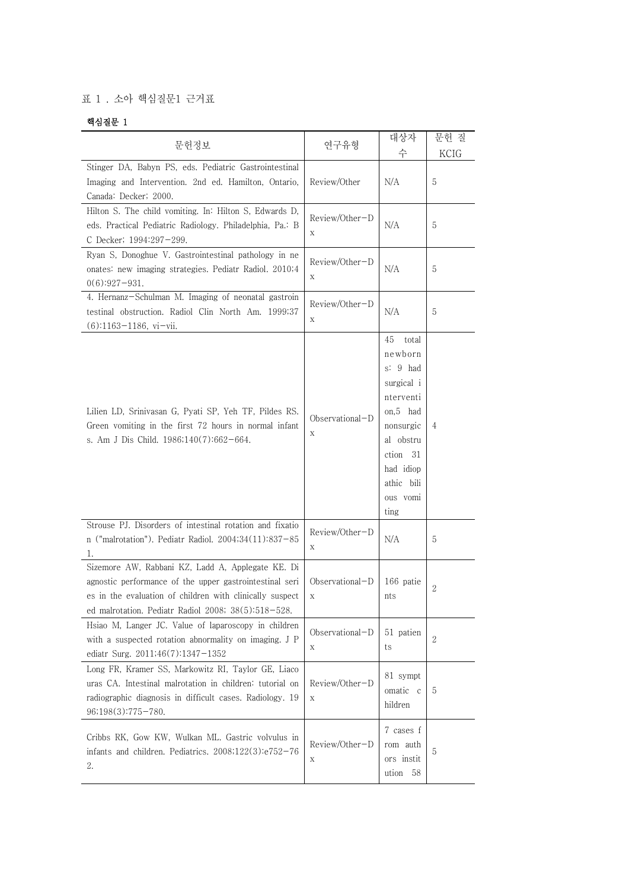표 1 . 소아 핵심질문1 근거표

**핵심질문 1**

| 문헌정보 | 연구유형 | 대상자 수 | 문헌 질 KCIG |
|---|---|---|---|
| Stinger DA, Babyn PS, eds. Pediatric Gastrointestinal Imaging and Intervention. 2nd ed. Hamilton, Ontario, Canada: Decker; 2000. | Review/Other | N/A | 5 |
| Hilton S. The child vomiting. In: Hilton S, Edwards D, eds. Practical Pediatric Radiology. Philadelphia, Pa.: B C Decker; 1994:297−299. | Review/Other−Dx | N/A | 5 |
| Ryan S, Donoghue V. Gastrointestinal pathology in neonates: new imaging strategies. Pediatr Radiol. 2010;40(6):927−931. | Review/Other−Dx | N/A | 5 |
| 4. Hernanz−Schulman M. Imaging of neonatal gastrointestinal obstruction. Radiol Clin North Am. 1999;37(6):1163−1186, vi−vii. | Review/Other−Dx | N/A | 5 |
| Lilien LD, Srinivasan G, Pyati SP, Yeh TF, Pildes RS. Green vomiting in the first 72 hours in normal infants. Am J Dis Child. 1986;140(7):662−664. | Observational−Dx | 45 total newborns: 9 had surgical intervention,5 had nonsurgical obstruction 31 had idiopathic bilious vomiting | 4 |
| Strouse PJ. Disorders of intestinal rotation and fixation ("malrotation"). Pediatr Radiol. 2004;34(11):837−851. | Review/Other−Dx | N/A | 5 |
| Sizemore AW, Rabbani KZ, Ladd A, Applegate KE. Diagnostic performance of the upper gastrointestinal series in the evaluation of children with clinically suspected malrotation. Pediatr Radiol 2008; 38(5):518−528. | Observational−Dx | 166 patients | 2 |
| Hsiao M, Langer JC. Value of laparoscopy in children with a suspected rotation abnormality on imaging. J Pediatr Surg. 2011;46(7):1347−1352 | Observational−Dx | 51 patients | 2 |
| Long FR, Kramer SS, Markowitz RI, Taylor GE, Liacouras CA. Intestinal malrotation in children: tutorial on radiographic diagnosis in difficult cases. Radiology. 1996;198(3):775−780. | Review/Other−Dx | 81 symptomatic children | 5 |
| Cribbs RK, Gow KW, Wulkan ML. Gastric volvulus in infants and children. Pediatrics. 2008;122(3):e752−762. | Review/Other−Dx | 7 cases from authors institution 58 | 5 |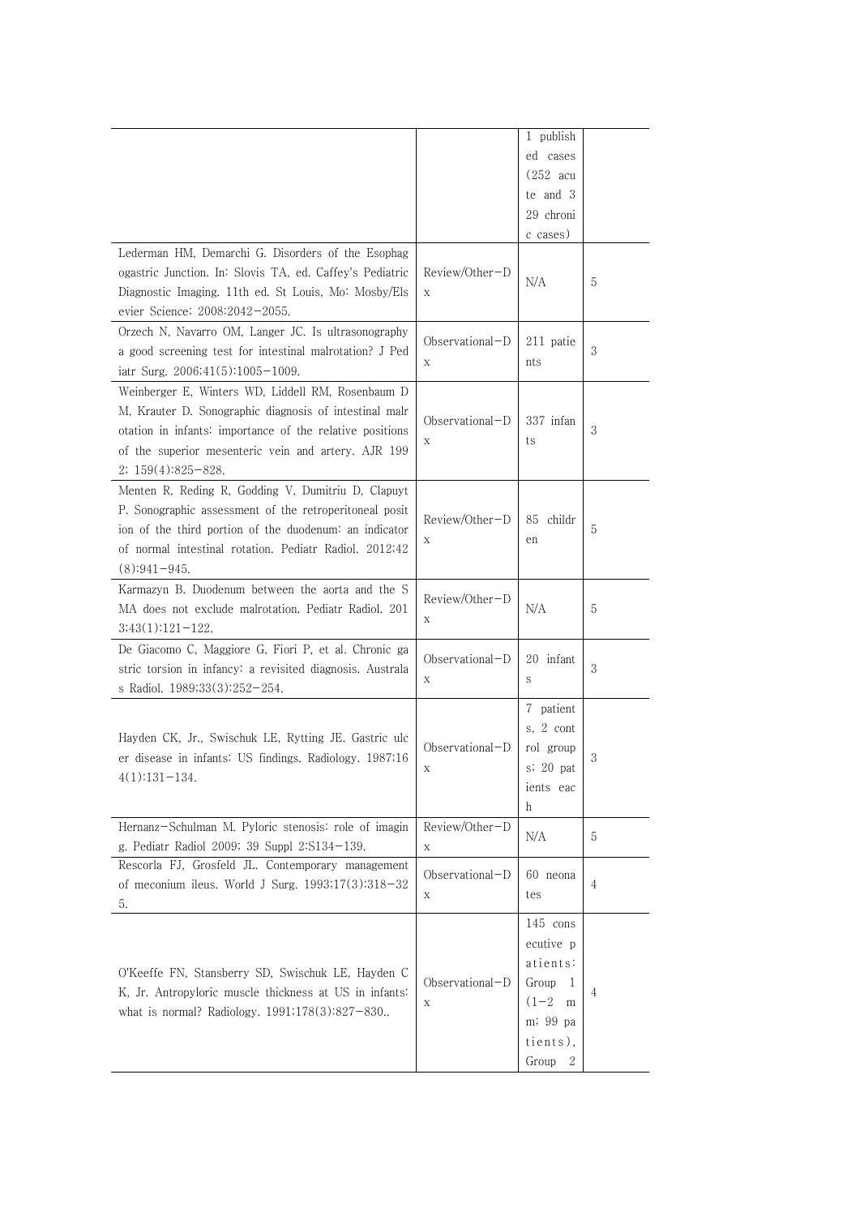| | | | |
|---|---|---|---|
| | | 1 published cases (252 acute and 329 chronic cases) | |
| Lederman HM, Demarchi G. Disorders of the Esophagogastric Junction. In: Slovis TA, ed. Caffey's Pediatric Diagnostic Imaging. 11th ed. St Louis, Mo: Mosby/Elsevier Science; 2008:2042–2055. | Review/Other-Dx | N/A | 5 |
| Orzech N, Navarro OM, Langer JC. Is ultrasonography a good screening test for intestinal malrotation? J Pediatr Surg. 2006;41(5):1005–1009. | Observational-Dx | 211 patients | 3 |
| Weinberger E, Winters WD, Liddell RM, Rosenbaum DM, Krauter D. Sonographic diagnosis of intestinal malrotation in infants: importance of the relative positions of the superior mesenteric vein and artery. AJR 1992; 159(4):825–828. | Observational-Dx | 337 infants | 3 |
| Menten R, Reding R, Godding V, Dumitriu D, Clapuyt P. Sonographic assessment of the retroperitoneal position of the third portion of the duodenum: an indicator of normal intestinal rotation. Pediatr Radiol. 2012;42(8):941–945. | Review/Other-Dx | 85 children | 5 |
| Karmazyn B. Duodenum between the aorta and the SMA does not exclude malrotation. Pediatr Radiol. 2013;43(1):121–122. | Review/Other-Dx | N/A | 5 |
| De Giacomo C, Maggiore G, Fiori P, et al. Chronic gastric torsion in infancy: a revisited diagnosis. Australas Radiol. 1989;33(3):252–254. | Observational-Dx | 20 infants | 3 |
| Hayden CK, Jr., Swischuk LE, Rytting JE. Gastric ulcer disease in infants: US findings. Radiology. 1987;164(1):131–134. | Observational-Dx | 7 patients, 2 control groups; 20 patients each | 3 |
| Hernanz-Schulman M. Pyloric stenosis: role of imaging. Pediatr Radiol 2009; 39 Suppl 2:S134–139. | Review/Other-Dx | N/A | 5 |
| Rescorla FJ, Grosfeld JL. Contemporary management of meconium ileus. World J Surg. 1993;17(3):318–325. | Observational-Dx | 60 neonates | 4 |
| O'Keeffe FN, Stansberry SD, Swischuk LE, Hayden CK, Jr. Antropyloric muscle thickness at US in infants: what is normal? Radiology. 1991;178(3):827–830.. | Observational-Dx | 145 consecutive patients: Group 1 (1–2 mm; 99 patients), Group 2 | 4 |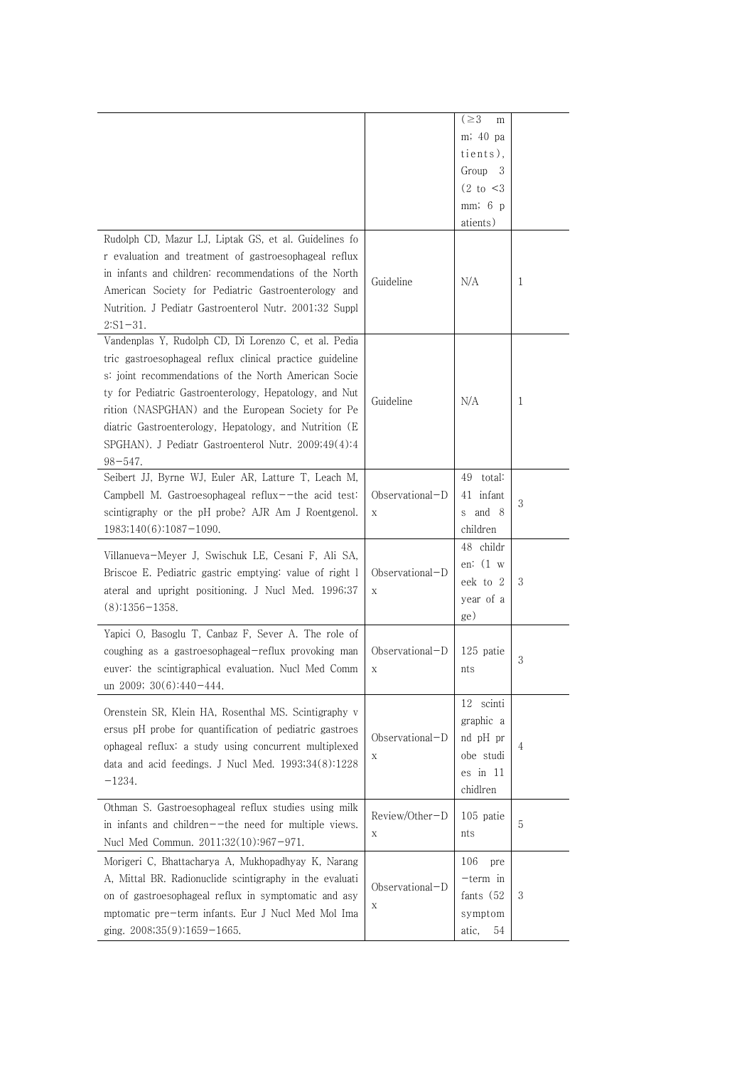| | | | |
|---|---|---|---|
| | | (≥3 mm; 40 patients), Group 3 (2 to <3 mm; 6 patients) | |
| Rudolph CD, Mazur LJ, Liptak GS, et al. Guidelines for evaluation and treatment of gastroesophageal reflux in infants and children: recommendations of the North American Society for Pediatric Gastroenterology and Nutrition. J Pediatr Gastroenterol Nutr. 2001;32 Suppl 2:S1–31. | Guideline | N/A | 1 |
| Vandenplas Y, Rudolph CD, Di Lorenzo C, et al. Pediatric gastroesophageal reflux clinical practice guidelines: joint recommendations of the North American Society for Pediatric Gastroenterology, Hepatology, and Nutrition (NASPGHAN) and the European Society for Pediatric Gastroenterology, Hepatology, and Nutrition (ESPGHAN). J Pediatr Gastroenterol Nutr. 2009;49(4):498–547. | Guideline | N/A | 1 |
| Seibert JJ, Byrne WJ, Euler AR, Latture T, Leach M, Campbell M. Gastroesophageal reflux--the acid test: scintigraphy or the pH probe? AJR Am J Roentgenol. 1983;140(6):1087–1090. | Observational–Dx | 49 total: 41 infants and 8 children | 3 |
| Villanueva–Meyer J, Swischuk LE, Cesani F, Ali SA, Briscoe E. Pediatric gastric emptying: value of right lateral and upright positioning. J Nucl Med. 1996;37(8):1356–1358. | Observational–Dx | 48 children: (1 week to 2 year of age) | 3 |
| Yapici O, Basoglu T, Canbaz F, Sever A. The role of coughing as a gastroesophageal–reflux provoking maneuver: the scintigraphical evaluation. Nucl Med Commun 2009; 30(6):440–444. | Observational–Dx | 125 patients | 3 |
| Orenstein SR, Klein HA, Rosenthal MS. Scintigraphy versus pH probe for quantification of pediatric gastroesophageal reflux: a study using concurrent multiplexed data and acid feedings. J Nucl Med. 1993;34(8):1228–1234. | Observational–Dx | 12 scintigraphic and pH probe studies in 11 chidlren | 4 |
| Othman S. Gastroesophageal reflux studies using milk in infants and children--the need for multiple views. Nucl Med Commun. 2011;32(10):967–971. | Review/Other–Dx | 105 patients | 5 |
| Morigeri C, Bhattacharya A, Mukhopadhyay K, Narang A, Mittal BR. Radionuclide scintigraphy in the evaluation of gastroesophageal reflux in symptomatic and asymptomatic pre–term infants. Eur J Nucl Med Mol Imaging. 2008;35(9):1659–1665. | Observational–Dx | 106 pre–term infants (52 symptomatic, 54 | 3 |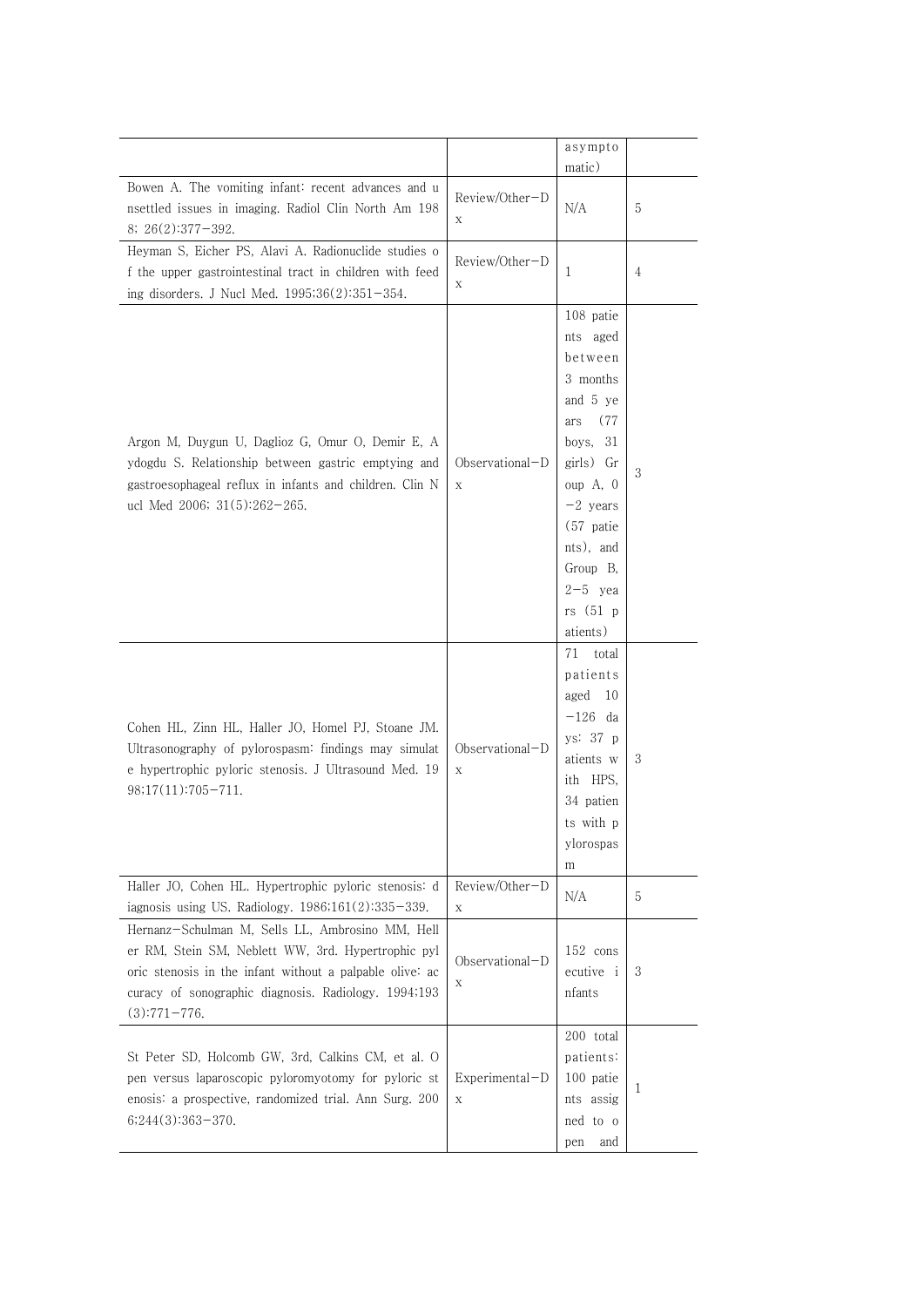| | | | |
|---|---|---|---|
| | | asymptomatic) | |
| Bowen A. The vomiting infant: recent advances and unsettled issues in imaging. Radiol Clin North Am 1988; 26(2):377–392. | Review/Other-Dx | N/A | 5 |
| Heyman S, Eicher PS, Alavi A. Radionuclide studies of the upper gastrointestinal tract in children with feeding disorders. J Nucl Med. 1995;36(2):351–354. | Review/Other-Dx | 1 | 4 |
| Argon M, Duygun U, Daglioz G, Omur O, Demir E, Aydogdu S. Relationship between gastric emptying and gastroesophageal reflux in infants and children. Clin Nucl Med 2006; 31(5):262–265. | Observational-Dx | 108 patients aged between 3 months and 5 years (77 boys, 31 girls) Group A, 0–2 years (57 patients), and Group B, 2–5 years (51 patients) | 3 |
| Cohen HL, Zinn HL, Haller JO, Homel PJ, Stoane JM. Ultrasonography of pylorospasm: findings may simulate hypertrophic pyloric stenosis. J Ultrasound Med. 1998;17(11):705–711. | Observational-Dx | 71 total patients aged 10–126 days: 37 patients with HPS, 34 patients with pylorospasm | 3 |
| Haller JO, Cohen HL. Hypertrophic pyloric stenosis: diagnosis using US. Radiology. 1986;161(2):335–339. | Review/Other-Dx | N/A | 5 |
| Hernanz-Schulman M, Sells LL, Ambrosino MM, Heller RM, Stein SM, Neblett WW, 3rd. Hypertrophic pyloric stenosis in the infant without a palpable olive: accuracy of sonographic diagnosis. Radiology. 1994;193(3):771–776. | Observational-Dx | 152 consecutive infants | 3 |
| St Peter SD, Holcomb GW, 3rd, Calkins CM, et al. Open versus laparoscopic pyloromyotomy for pyloric stenosis: a prospective, randomized trial. Ann Surg. 2006;244(3):363–370. | Experimental-Dx | 200 total patients: 100 patients assigned to open and | 1 |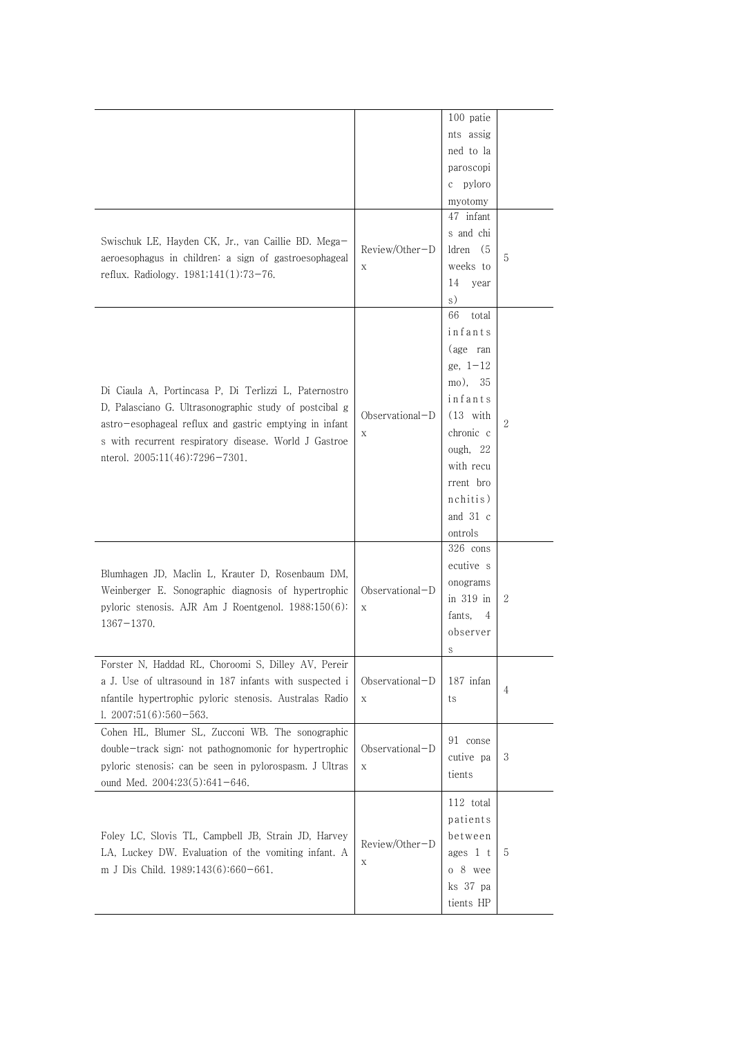| | | | |
|---|---|---|---|
| | | 100 patients assigned to laparoscopic pyloromyotomy | |
| Swischuk LE, Hayden CK, Jr., van Caillie BD. Mega-aeroesophagus in children: a sign of gastroesophageal reflux. Radiology. 1981;141(1):73-76. | Review/Other-Dx | 47 infants and children (5 weeks to 14 years) | 5 |
| Di Ciaula A, Portincasa P, Di Terlizzi L, Paternostro D, Palasciano G. Ultrasonographic study of postcibal gastro-esophageal reflux and gastric emptying in infants with recurrent respiratory disease. World J Gastroenterol. 2005;11(46):7296-7301. | Observational-Dx | 66 total infants (age range, 1-12 mo), 35 infants (13 with chronic cough, 22 with recurrent bronchitis) and 31 controls | 2 |
| Blumhagen JD, Maclin L, Krauter D, Rosenbaum DM, Weinberger E. Sonographic diagnosis of hypertrophic pyloric stenosis. AJR Am J Roentgenol. 1988;150(6):1367-1370. | Observational-Dx | 326 consecutive sonograms in 319 infants, 4 observers | 2 |
| Forster N, Haddad RL, Choroomi S, Dilley AV, Pereira J. Use of ultrasound in 187 infants with suspected infantile hypertrophic pyloric stenosis. Australas Radiol. 2007;51(6):560-563. | Observational-Dx | 187 infants | 4 |
| Cohen HL, Blumer SL, Zucconi WB. The sonographic double-track sign: not pathognomonic for hypertrophic pyloric stenosis; can be seen in pylorospasm. J Ultrasound Med. 2004;23(5):641-646. | Observational-Dx | 91 consecutive patients | 3 |
| Foley LC, Slovis TL, Campbell JB, Strain JD, Harvey LA, Luckey DW. Evaluation of the vomiting infant. Am J Dis Child. 1989;143(6):660-661. | Review/Other-Dx | 112 total patients between ages 1 to 8 weeks 37 patients HP | 5 |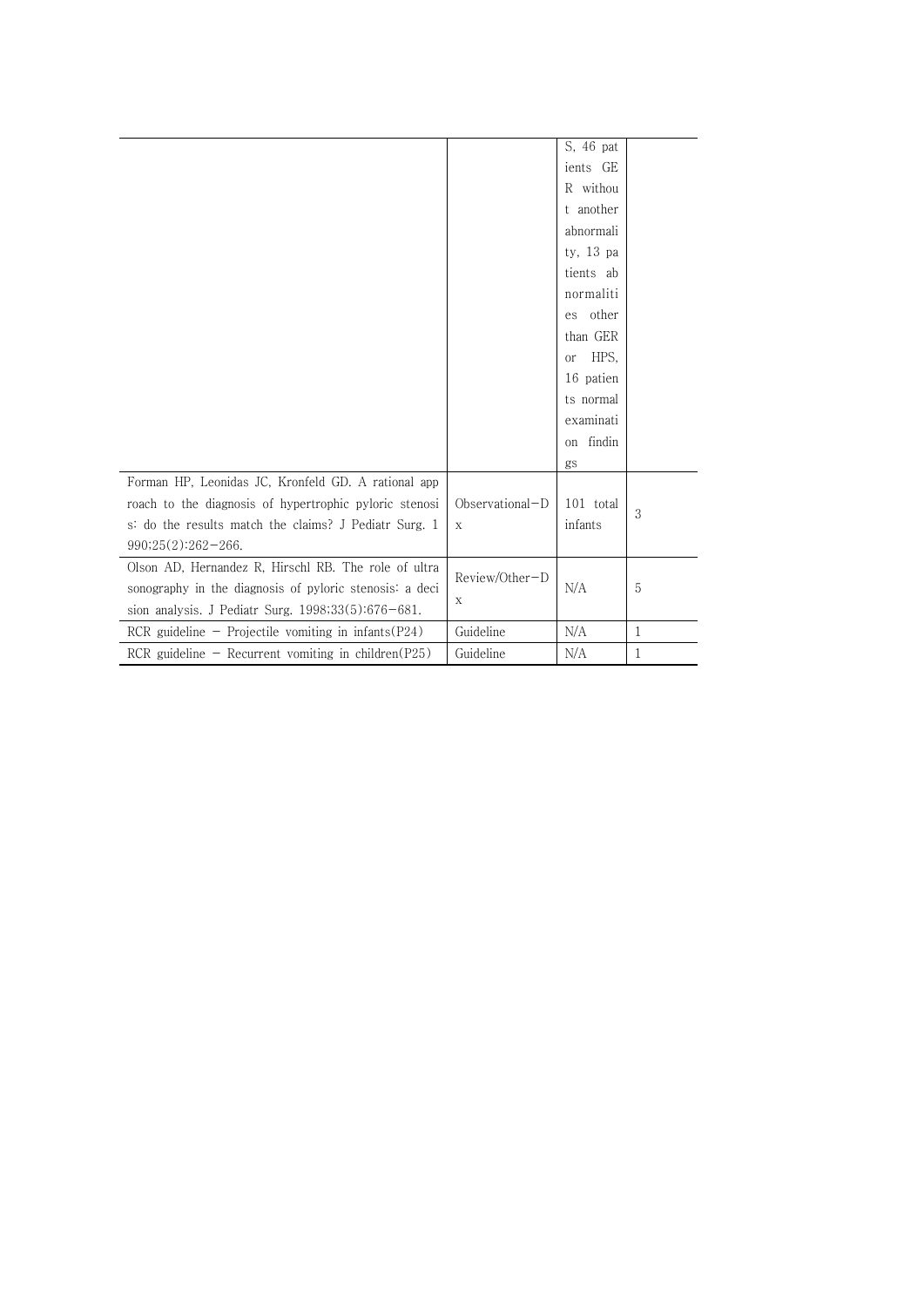| | | | |
|---|---|---|---|
| | | S, 46 patients GER without another abnormality, 13 patients abnormalities other than GER or HPS, 16 patients normal examination findings | |
| Forman HP, Leonidas JC, Kronfeld GD. A rational approach to the diagnosis of hypertrophic pyloric stenosis: do the results match the claims? J Pediatr Surg. 1990;25(2):262-266. | Observational-Dx | 101 total infants | 3 |
| Olson AD, Hernandez R, Hirschl RB. The role of ultrasonography in the diagnosis of pyloric stenosis: a decision analysis. J Pediatr Surg. 1998;33(5):676-681. | Review/Other-Dx | N/A | 5 |
| RCR guideline - Projectile vomiting in infants(P24) | Guideline | N/A | 1 |
| RCR guideline - Recurrent vomiting in children(P25) | Guideline | N/A | 1 |